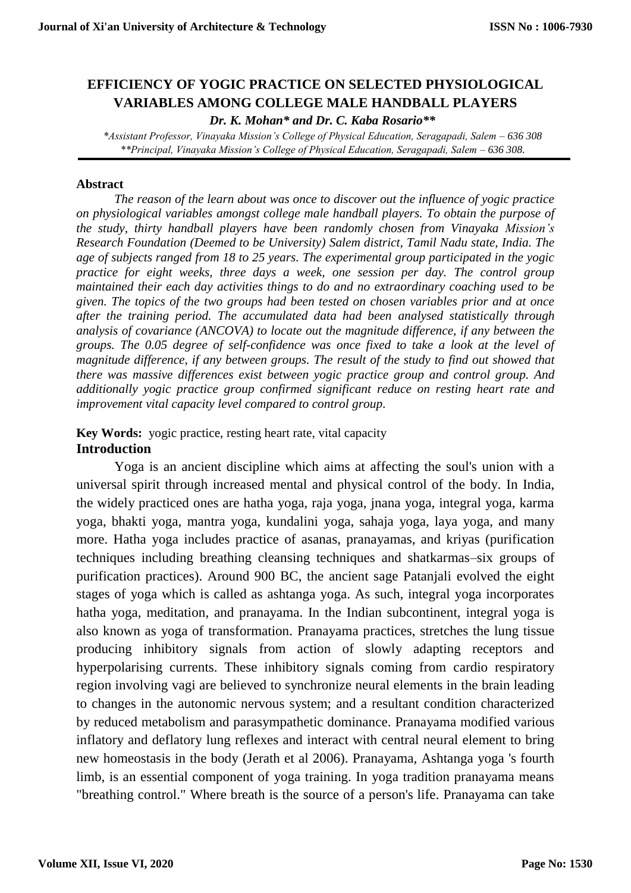# EFFICIENCY OF YOGIC PRACTICE ON SELECTED PHYSIOLOGICAL VARIABLES AMONG COLLEGE MALE HANDBALL PLAYERS

***Dr. K. Mohan\* and Dr. C. Kaba Rosario\*\****

*\*Assistant Professor, Vinayaka Mission's College of Physical Education, Seragapadi, Salem – 636 308*

*\*\*Principal, Vinayaka Mission's College of Physical Education, Seragapadi, Salem – 636 308.*

## Abstract

*The reason of the learn about was once to discover out the influence of yogic practice on physiological variables amongst college male handball players. To obtain the purpose of the study, thirty handball players have been randomly chosen from Vinayaka Mission's Research Foundation (Deemed to be University) Salem district, Tamil Nadu state, India. The age of subjects ranged from 18 to 25 years. The experimental group participated in the yogic practice for eight weeks, three days a week, one session per day. The control group maintained their each day activities things to do and no extraordinary coaching used to be given. The topics of the two groups had been tested on chosen variables prior and at once after the training period. The accumulated data had been analysed statistically through analysis of covariance (ANCOVA) to locate out the magnitude difference, if any between the groups. The 0.05 degree of self-confidence was once fixed to take a look at the level of magnitude difference, if any between groups. The result of the study to find out showed that there was massive differences exist between yogic practice group and control group. And additionally yogic practice group confirmed significant reduce on resting heart rate and improvement vital capacity level compared to control group.*

**Key Words:** yogic practice, resting heart rate, vital capacity

## Introduction

Yoga is an ancient discipline which aims at affecting the soul's union with a universal spirit through increased mental and physical control of the body. In India, the widely practiced ones are hatha yoga, raja yoga, jnana yoga, integral yoga, karma yoga, bhakti yoga, mantra yoga, kundalini yoga, sahaja yoga, laya yoga, and many more. Hatha yoga includes practice of asanas, pranayamas, and kriyas (purification techniques including breathing cleansing techniques and shatkarmas–six groups of purification practices). Around 900 BC, the ancient sage Patanjali evolved the eight stages of yoga which is called as ashtanga yoga. As such, integral yoga incorporates hatha yoga, meditation, and pranayama. In the Indian subcontinent, integral yoga is also known as yoga of transformation. Pranayama practices, stretches the lung tissue producing inhibitory signals from action of slowly adapting receptors and hyperpolarising currents. These inhibitory signals coming from cardio respiratory region involving vagi are believed to synchronize neural elements in the brain leading to changes in the autonomic nervous system; and a resultant condition characterized by reduced metabolism and parasympathetic dominance. Pranayama modified various inflatory and deflatory lung reflexes and interact with central neural element to bring new homeostasis in the body (Jerath et al 2006). Pranayama, Ashtanga yoga 's fourth limb, is an essential component of yoga training. In yoga tradition pranayama means "breathing control." Where breath is the source of a person's life. Pranayama can take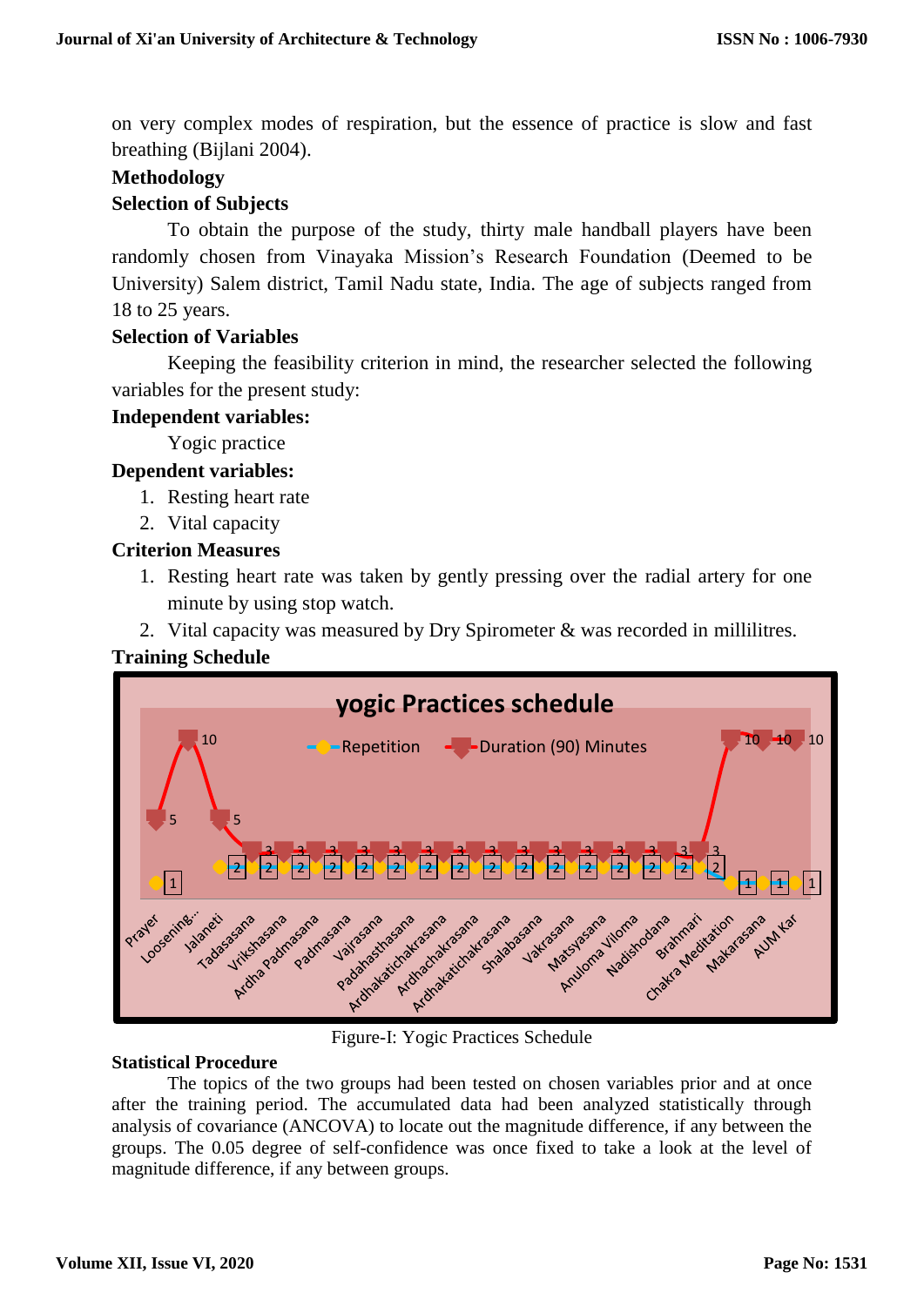on very complex modes of respiration, but the essence of practice is slow and fast breathing (Bijlani 2004).

## Methodology

### Selection of Subjects

To obtain the purpose of the study, thirty male handball players have been randomly chosen from Vinayaka Mission's Research Foundation (Deemed to be University) Salem district, Tamil Nadu state, India. The age of subjects ranged from 18 to 25 years.

### Selection of Variables

Keeping the feasibility criterion in mind, the researcher selected the following variables for the present study:

**Independent variables:**

Yogic practice

**Dependent variables:**

1. Resting heart rate
2. Vital capacity

### Criterion Measures

1. Resting heart rate was taken by gently pressing over the radial artery for one minute by using stop watch.
2. Vital capacity was measured by Dry Spirometer & was recorded in millilitres.

### Training Schedule

**yogic Practices schedule**

Figure-I: Yogic Practices Schedule

### Statistical Procedure

The topics of the two groups had been tested on chosen variables prior and at once after the training period. The accumulated data had been analyzed statistically through analysis of covariance (ANCOVA) to locate out the magnitude difference, if any between the groups. The 0.05 degree of self-confidence was once fixed to take a look at the level of magnitude difference, if any between groups.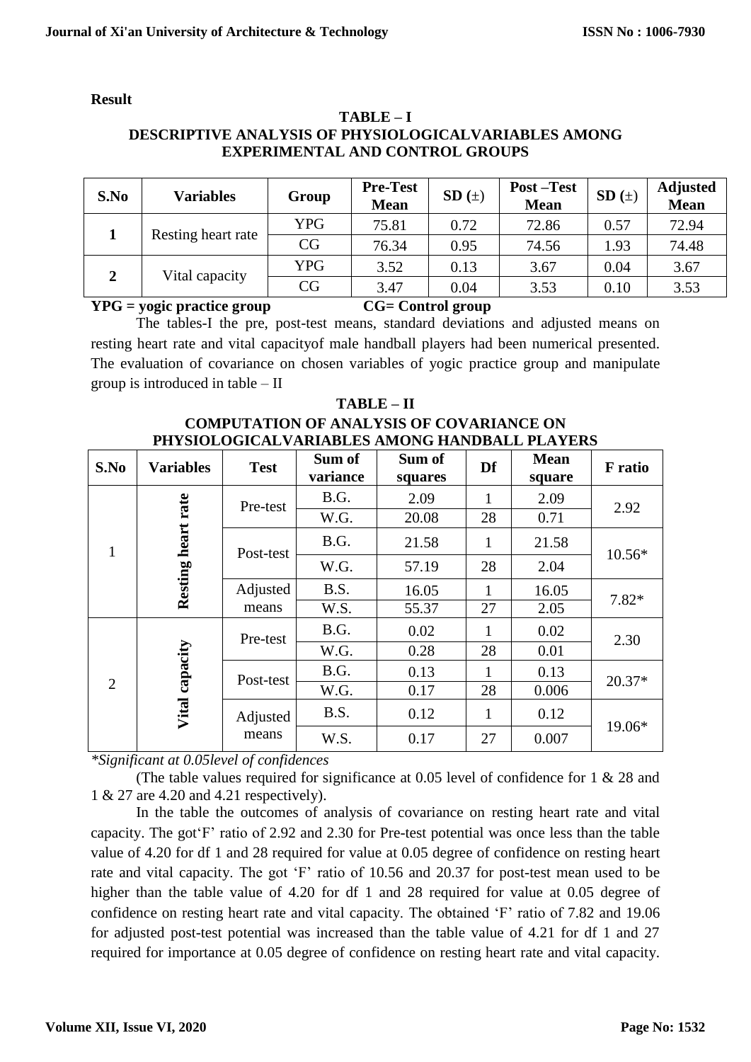**Result**

**TABLE – I**
**DESCRIPTIVE ANALYSIS OF PHYSIOLOGICALVARIABLES AMONG EXPERIMENTAL AND CONTROL GROUPS**

| S.No | Variables | Group | Pre-Test Mean | SD (±) | Post –Test Mean | SD (±) | Adjusted Mean |
|---|---|---|---|---|---|---|---|
| **1** | Resting heart rate | YPG | 75.81 | 0.72 | 72.86 | 0.57 | 72.94 |
| | | CG | 76.34 | 0.95 | 74.56 | 1.93 | 74.48 |
| **2** | Vital capacity | YPG | 3.52 | 0.13 | 3.67 | 0.04 | 3.67 |
| | | CG | 3.47 | 0.04 | 3.53 | 0.10 | 3.53 |

**YPG = yogic practice group** **CG= Control group**

The tables-I the pre, post-test means, standard deviations and adjusted means on resting heart rate and vital capacityof male handball players had been numerical presented. The evaluation of covariance on chosen variables of yogic practice group and manipulate group is introduced in table – II

**TABLE – II**
**COMPUTATION OF ANALYSIS OF COVARIANCE ON PHYSIOLOGICALVARIABLES AMONG HANDBALL PLAYERS**

| S.No | Variables | Test | Sum of variance | Sum of squares | Df | Mean square | F ratio |
|---|---|---|---|---|---|---|---|
| 1 | Resting heart rate | Pre-test | B.G. | 2.09 | 1 | 2.09 | 2.92 |
| | | | W.G. | 20.08 | 28 | 0.71 | |
| | | Post-test | B.G. | 21.58 | 1 | 21.58 | 10.56* |
| | | | W.G. | 57.19 | 28 | 2.04 | |
| | | Adjusted means | B.S. | 16.05 | 1 | 16.05 | 7.82* |
| | | | W.S. | 55.37 | 27 | 2.05 | |
| 2 | Vital capacity | Pre-test | B.G. | 0.02 | 1 | 0.02 | 2.30 |
| | | | W.G. | 0.28 | 28 | 0.01 | |
| | | Post-test | B.G. | 0.13 | 1 | 0.13 | 20.37* |
| | | | W.G. | 0.17 | 28 | 0.006 | |
| | | Adjusted means | B.S. | 0.12 | 1 | 0.12 | 19.06* |
| | | | W.S. | 0.17 | 27 | 0.007 | |

*\*Significant at 0.05level of confidences*

(The table values required for significance at 0.05 level of confidence for 1 & 28 and 1 & 27 are 4.20 and 4.21 respectively).

In the table the outcomes of analysis of covariance on resting heart rate and vital capacity. The got'F' ratio of 2.92 and 2.30 for Pre-test potential was once less than the table value of 4.20 for df 1 and 28 required for value at 0.05 degree of confidence on resting heart rate and vital capacity. The got 'F' ratio of 10.56 and 20.37 for post-test mean used to be higher than the table value of 4.20 for df 1 and 28 required for value at 0.05 degree of confidence on resting heart rate and vital capacity. The obtained 'F' ratio of 7.82 and 19.06 for adjusted post-test potential was increased than the table value of 4.21 for df 1 and 27 required for importance at 0.05 degree of confidence on resting heart rate and vital capacity.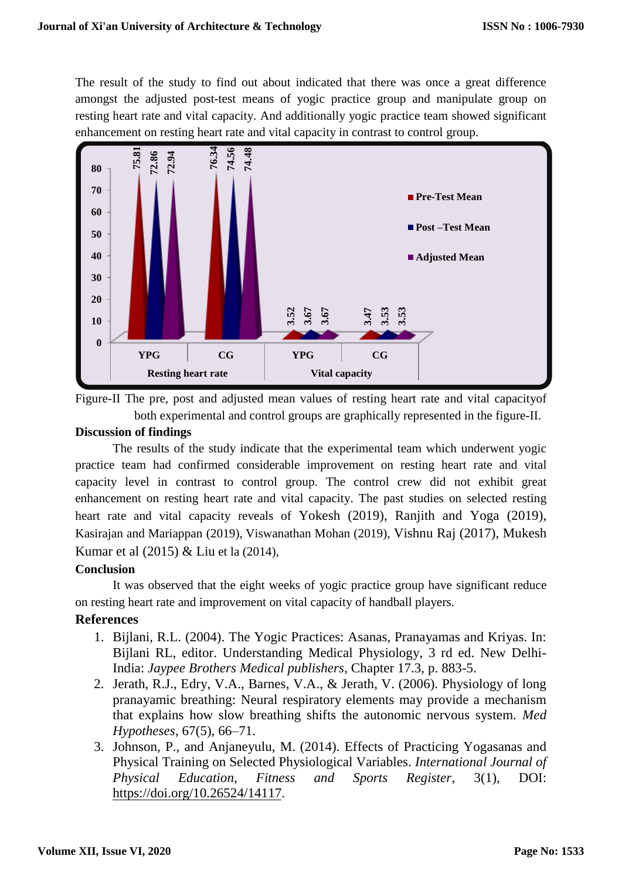The result of the study to find out about indicated that there was once a great difference amongst the adjusted post-test means of yogic practice group and manipulate group on resting heart rate and vital capacity. And additionally yogic practice team showed significant enhancement on resting heart rate and vital capacity in contrast to control group.

Figure-II The pre, post and adjusted mean values of resting heart rate and vital capacityof both experimental and control groups are graphically represented in the figure-II.

**Discussion of findings**

The results of the study indicate that the experimental team which underwent yogic practice team had confirmed considerable improvement on resting heart rate and vital capacity level in contrast to control group. The control crew did not exhibit great enhancement on resting heart rate and vital capacity. The past studies on selected resting heart rate and vital capacity reveals of Yokesh (2019), Ranjith and Yoga (2019), Kasirajan and Mariappan (2019), Viswanathan Mohan (2019), Vishnu Raj (2017), Mukesh Kumar et al (2015) & Liu et la (2014),

**Conclusion**

It was observed that the eight weeks of yogic practice group have significant reduce on resting heart rate and improvement on vital capacity of handball players.

**References**

1. Bijlani, R.L. (2004). The Yogic Practices: Asanas, Pranayamas and Kriyas. In: Bijlani RL, editor. Understanding Medical Physiology, 3 rd ed. New Delhi-India: *Jaypee Brothers Medical publishers*, Chapter 17.3, p. 883-5.
2. Jerath, R.J., Edry, V.A., Barnes, V.A., & Jerath, V. (2006). Physiology of long pranayamic breathing: Neural respiratory elements may provide a mechanism that explains how slow breathing shifts the autonomic nervous system. *Med Hypotheses*, 67(5), 66–71.
3. Johnson, P., and Anjaneyulu, M. (2014). Effects of Practicing Yogasanas and Physical Training on Selected Physiological Variables. *International Journal of Physical Education, Fitness and Sports Register*, 3(1), DOI: https://doi.org/10.26524/14117.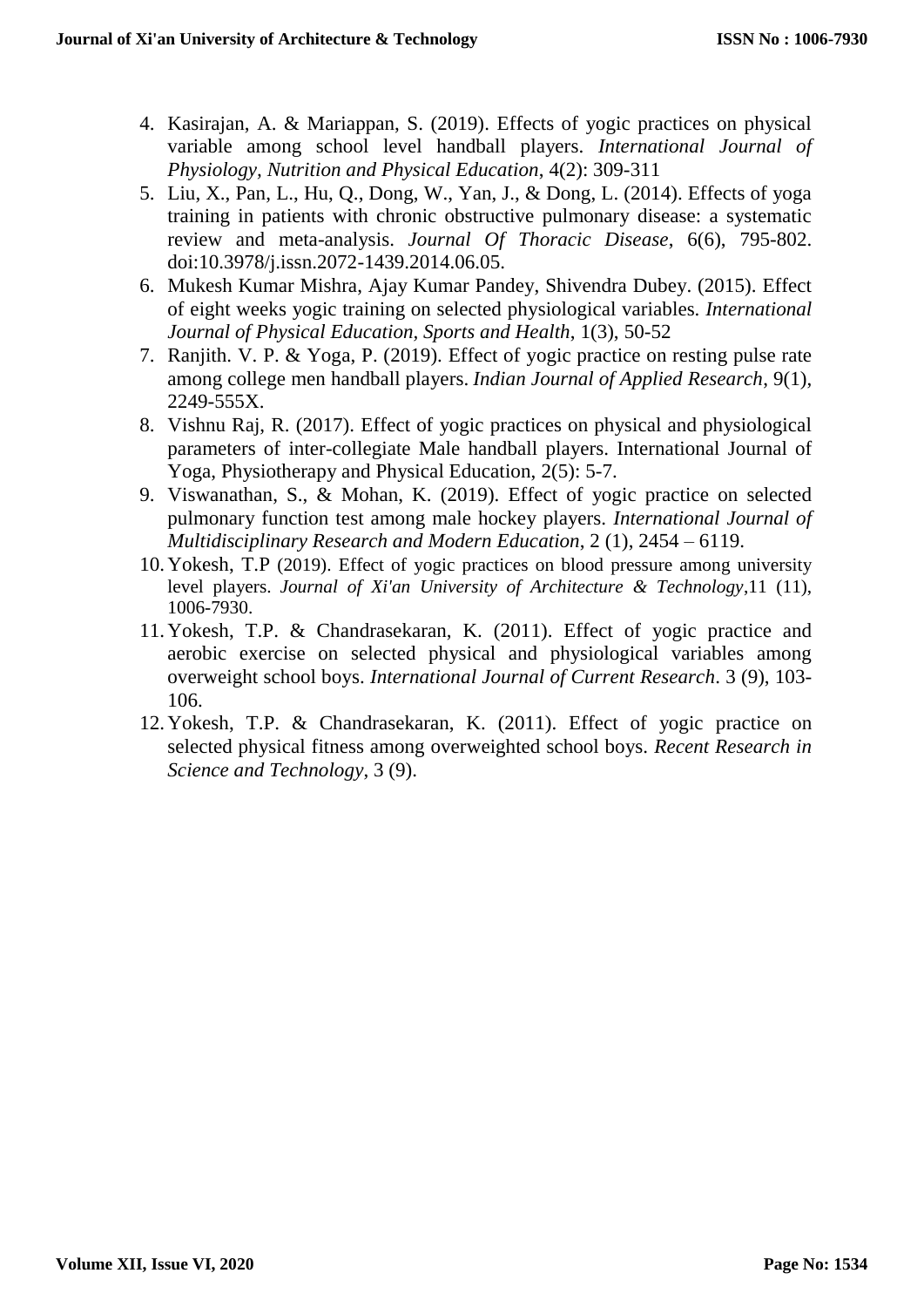4. Kasirajan, A. & Mariappan, S. (2019). Effects of yogic practices on physical variable among school level handball players. *International Journal of Physiology, Nutrition and Physical Education*, 4(2): 309-311
5. Liu, X., Pan, L., Hu, Q., Dong, W., Yan, J., & Dong, L. (2014). Effects of yoga training in patients with chronic obstructive pulmonary disease: a systematic review and meta-analysis. *Journal Of Thoracic Disease*, 6(6), 795-802. doi:10.3978/j.issn.2072-1439.2014.06.05.
6. Mukesh Kumar Mishra, Ajay Kumar Pandey, Shivendra Dubey. (2015). Effect of eight weeks yogic training on selected physiological variables. *International Journal of Physical Education, Sports and Health*, 1(3), 50-52
7. Ranjith. V. P. & Yoga, P. (2019). Effect of yogic practice on resting pulse rate among college men handball players. *Indian Journal of Applied Research*, 9(1), 2249-555X.
8. Vishnu Raj, R. (2017). Effect of yogic practices on physical and physiological parameters of inter-collegiate Male handball players. International Journal of Yoga, Physiotherapy and Physical Education, 2(5): 5-7.
9. Viswanathan, S., & Mohan, K. (2019). Effect of yogic practice on selected pulmonary function test among male hockey players. *International Journal of Multidisciplinary Research and Modern Education*, 2 (1), 2454 – 6119.
10. Yokesh, T.P (2019). Effect of yogic practices on blood pressure among university level players. *Journal of Xi'an University of Architecture & Technology*,11 (11), 1006-7930.
11. Yokesh, T.P. & Chandrasekaran, K. (2011). Effect of yogic practice and aerobic exercise on selected physical and physiological variables among overweight school boys. *International Journal of Current Research*. 3 (9), 103-106.
12. Yokesh, T.P. & Chandrasekaran, K. (2011). Effect of yogic practice on selected physical fitness among overweighted school boys. *Recent Research in Science and Technology*, 3 (9).